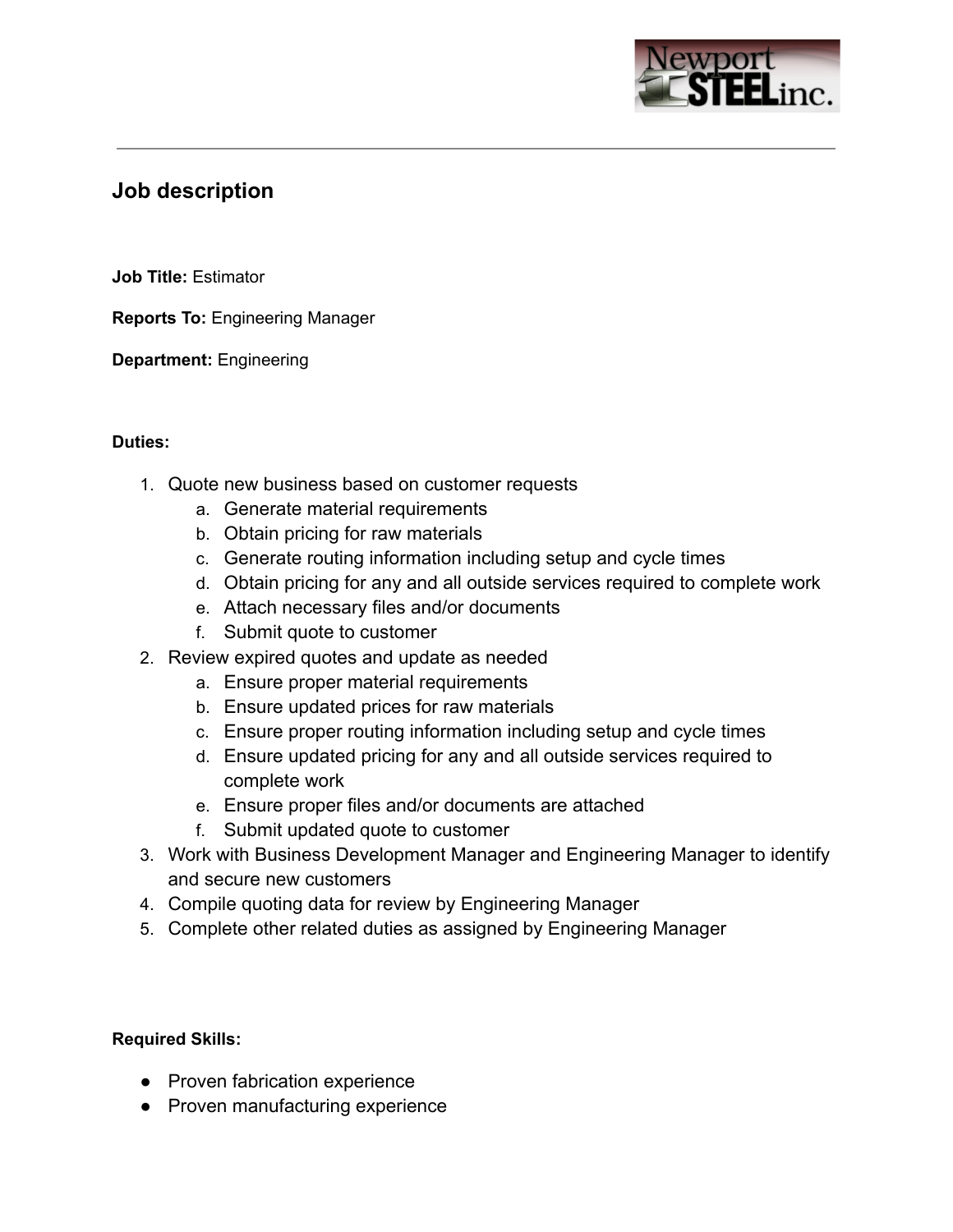# Job description

**Job Title:** Estimator

**Reports To:** Engineering Manager

**Department:** Engineering

**Duties:**

1. Quote new business based on customer requests
   a. Generate material requirements
   b. Obtain pricing for raw materials
   c. Generate routing information including setup and cycle times
   d. Obtain pricing for any and all outside services required to complete work
   e. Attach necessary files and/or documents
   f. Submit quote to customer
2. Review expired quotes and update as needed
   a. Ensure proper material requirements
   b. Ensure updated prices for raw materials
   c. Ensure proper routing information including setup and cycle times
   d. Ensure updated pricing for any and all outside services required to complete work
   e. Ensure proper files and/or documents are attached
   f. Submit updated quote to customer
3. Work with Business Development Manager and Engineering Manager to identify and secure new customers
4. Compile quoting data for review by Engineering Manager
5. Complete other related duties as assigned by Engineering Manager

**Required Skills:**

- Proven fabrication experience
- Proven manufacturing experience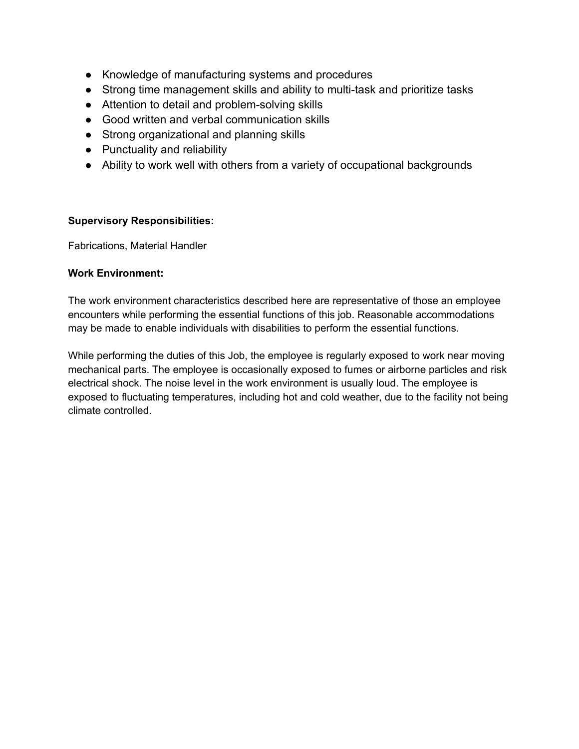- Knowledge of manufacturing systems and procedures
- Strong time management skills and ability to multi-task and prioritize tasks
- Attention to detail and problem-solving skills
- Good written and verbal communication skills
- Strong organizational and planning skills
- Punctuality and reliability
- Ability to work well with others from a variety of occupational backgrounds

**Supervisory Responsibilities:**

Fabrications, Material Handler

**Work Environment:**

The work environment characteristics described here are representative of those an employee encounters while performing the essential functions of this job. Reasonable accommodations may be made to enable individuals with disabilities to perform the essential functions.

While performing the duties of this Job, the employee is regularly exposed to work near moving mechanical parts. The employee is occasionally exposed to fumes or airborne particles and risk electrical shock. The noise level in the work environment is usually loud. The employee is exposed to fluctuating temperatures, including hot and cold weather, due to the facility not being climate controlled.